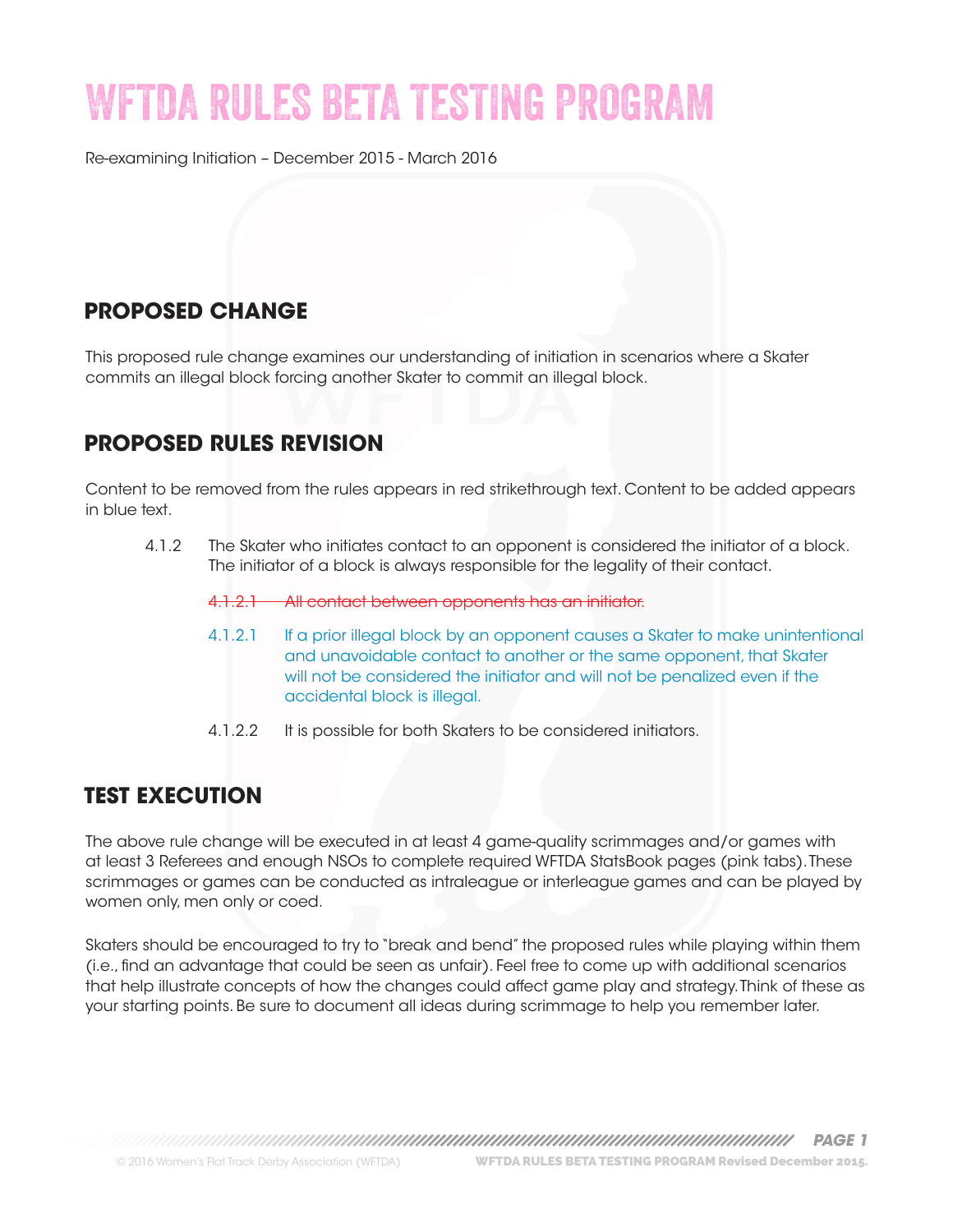# WFTDA RULES BETA TESTING PROGRAM

Re-examining Initiation – December 2015 - March 2016

## PROPOSED CHANGE

This proposed rule change examines our understanding of initiation in scenarios where a Skater commits an illegal block forcing another Skater to commit an illegal block.

## PROPOSED RULES REVISION

Content to be removed from the rules appears in red strikethrough text. Content to be added appears in blue text.

4.1.2 The Skater who initiates contact to an opponent is considered the initiator of a block. The initiator of a block is always responsible for the legality of their contact.

~~4.1.2.1 All contact between opponents has an initiator.~~

4.1.2.1 If a prior illegal block by an opponent causes a Skater to make unintentional and unavoidable contact to another or the same opponent, that Skater will not be considered the initiator and will not be penalized even if the accidental block is illegal.

4.1.2.2 It is possible for both Skaters to be considered initiators.

## TEST EXECUTION

The above rule change will be executed in at least 4 game-quality scrimmages and/or games with at least 3 Referees and enough NSOs to complete required WFTDA StatsBook pages (pink tabs). These scrimmages or games can be conducted as intraleague or interleague games and can be played by women only, men only or coed.

Skaters should be encouraged to try to "break and bend" the proposed rules while playing within them (i.e., find an advantage that could be seen as unfair). Feel free to come up with additional scenarios that help illustrate concepts of how the changes could affect game play and strategy. Think of these as your starting points. Be sure to document all ideas during scrimmage to help you remember later.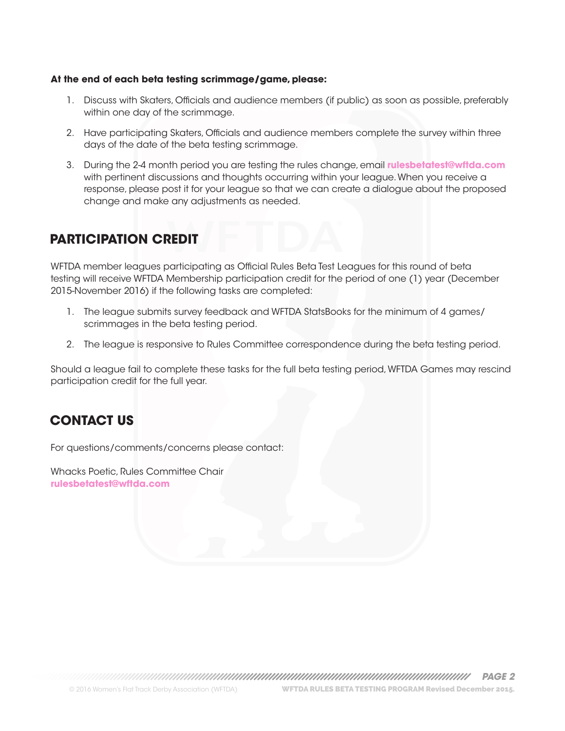**At the end of each beta testing scrimmage/game, please:**

1. Discuss with Skaters, Officials and audience members (if public) as soon as possible, preferably within one day of the scrimmage.
2. Have participating Skaters, Officials and audience members complete the survey within three days of the date of the beta testing scrimmage.
3. During the 2-4 month period you are testing the rules change, email **rulesbetatest@wftda.com** with pertinent discussions and thoughts occurring within your league. When you receive a response, please post it for your league so that we can create a dialogue about the proposed change and make any adjustments as needed.

## PARTICIPATION CREDIT

WFTDA member leagues participating as Official Rules Beta Test Leagues for this round of beta testing will receive WFTDA Membership participation credit for the period of one (1) year (December 2015-November 2016) if the following tasks are completed:

1. The league submits survey feedback and WFTDA StatsBooks for the minimum of 4 games/scrimmages in the beta testing period.
2. The league is responsive to Rules Committee correspondence during the beta testing period.

Should a league fail to complete these tasks for the full beta testing period, WFTDA Games may rescind participation credit for the full year.

## CONTACT US

For questions/comments/concerns please contact:

Whacks Poetic, Rules Committee Chair
**rulesbetatest@wftda.com**